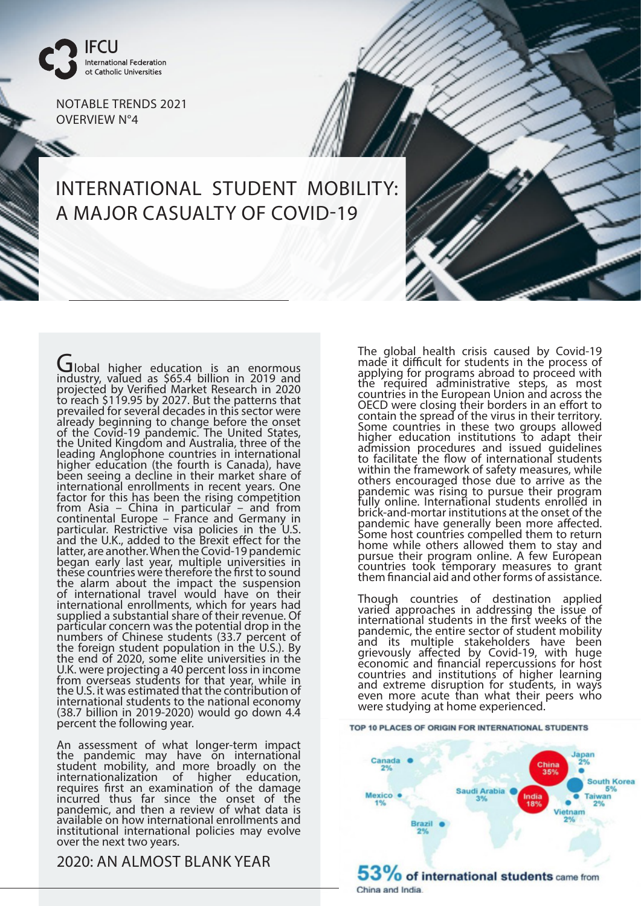IFCU
International Federation of Catholic Universities

NOTABLE TRENDS 2021
OVERVIEW N°4

# INTERNATIONAL STUDENT MOBILITY: A MAJOR CASUALTY OF COVID-19

Global higher education is an enormous industry, valued as $65.4 billion in 2019 and projected by Verified Market Research in 2020 to reach $119.95 by 2027. But the patterns that prevailed for several decades in this sector were already beginning to change before the onset of the Covid-19 pandemic. The United States, the United Kingdom and Australia, three of the leading Anglophone countries in international higher education (the fourth is Canada), have been seeing a decline in their market share of international enrollments in recent years. One factor for this has been the rising competition from Asia – China in particular – and from continental Europe – France and Germany in particular. Restrictive visa policies in the U.S. and the U.K., added to the Brexit effect for the latter, are another. When the Covid-19 pandemic began early last year, multiple universities in these countries were therefore the first to sound the alarm about the impact the suspension of international travel would have on their international enrollments, which for years had supplied a substantial share of their revenue. Of particular concern was the potential drop in the numbers of Chinese students (33.7 percent of the foreign student population in the U.S.). By the end of 2020, some elite universities in the U.K. were projecting a 40 percent loss in income from overseas students for that year, while in the U.S. it was estimated that the contribution of international students to the national economy (38.7 billion in 2019-2020) would go down 4.4 percent the following year.

An assessment of what longer-term impact the pandemic may have on international student mobility, and more broadly on the internationalization of higher education, requires first an examination of the damage incurred thus far since the onset of the pandemic, and then a review of what data is available on how international enrollments and institutional international policies may evolve over the next two years.

## 2020: AN ALMOST BLANK YEAR

The global health crisis caused by Covid-19 made it difficult for students in the process of applying for programs abroad to proceed with the required administrative steps, as most countries in the European Union and across the OECD were closing their borders in an effort to contain the spread of the virus in their territory. Some countries in these two groups allowed higher education institutions to adapt their admission procedures and issued guidelines to facilitate the flow of international students within the framework of safety measures, while others encouraged those due to arrive as the pandemic was rising to pursue their program fully online. International students enrolled in brick-and-mortar institutions at the onset of the pandemic have generally been more affected. Some host countries compelled them to return home while others allowed them to stay and pursue their program online. A few European countries took temporary measures to grant them financial aid and other forms of assistance.

Though countries of destination applied varied approaches in addressing the issue of international students in the first weeks of the pandemic, the entire sector of student mobility and its multiple stakeholders have been grievously affected by Covid-19, with huge economic and financial repercussions for host countries and institutions of higher learning and extreme disruption for students, in ways even more acute than what their peers who were studying at home experienced.

**TOP 10 PLACES OF ORIGIN FOR INTERNATIONAL STUDENTS**

| Country | Share |
|---|---|
| China | 35% |
| India | 18% |
| South Korea | 5% |
| Saudi Arabia | 3% |
| Canada | 2% |
| Japan | 2% |
| Taiwan | 2% |
| Vietnam | 2% |
| Brazil | 2% |
| Mexico | 1% |

**53% of international students** came from China and India.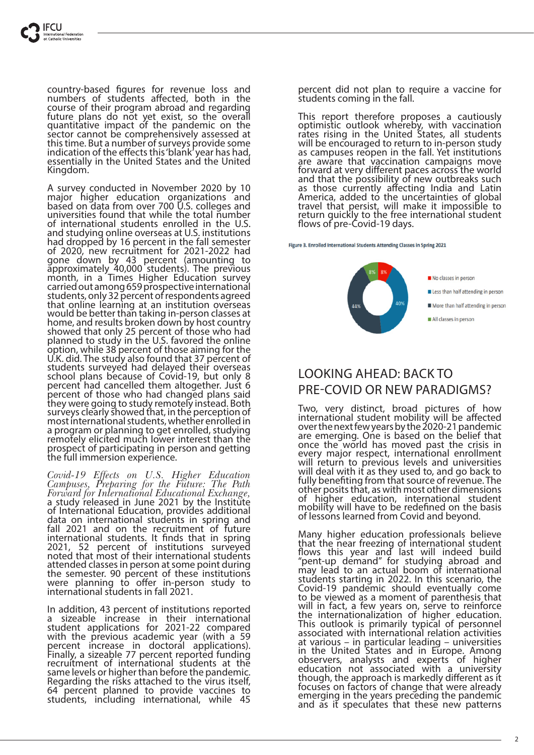country-based figures for revenue loss and numbers of students affected, both in the course of their program abroad and regarding future plans do not yet exist, so the overall quantitative impact of the pandemic on the sector cannot be comprehensively assessed at this time. But a number of surveys provide some indication of the effects this 'blank' year has had, essentially in the United States and the United Kingdom.

A survey conducted in November 2020 by 10 major higher education organizations and based on data from over 700 U.S. colleges and universities found that while the total number of international students enrolled in the U.S. and studying online overseas at U.S. institutions had dropped by 16 percent in the fall semester of 2020, new recruitment for 2021-2022 had gone down by 43 percent (amounting to approximately 40,000 students). The previous month, in a Times Higher Education survey carried out among 659 prospective international students, only 32 percent of respondents agreed that online learning at an institution overseas would be better than taking in-person classes at home, and results broken down by host country showed that only 25 percent of those who had planned to study in the U.S. favored the online option, while 38 percent of those aiming for the U.K. did. The study also found that 37 percent of students surveyed had delayed their overseas school plans because of Covid-19, but only 8 percent had cancelled them altogether. Just 6 percent of those who had changed plans said they were going to study remotely instead. Both surveys clearly showed that, in the perception of most international students, whether enrolled in a program or planning to get enrolled, studying remotely elicited much lower interest than the prospect of participating in person and getting the full immersion experience.

*Covid-19 Effects on U.S. Higher Education Campuses, Preparing for the Future: The Path Forward for International Educational Exchange*, a study released in June 2021 by the Institute of International Education, provides additional data on international students in spring and fall 2021 and on the recruitment of future international students. It finds that in spring 2021, 52 percent of institutions surveyed noted that most of their international students attended classes in person at some point during the semester. 90 percent of these institutions were planning to offer in-person study to international students in fall 2021.

In addition, 43 percent of institutions reported a sizeable increase in their international student applications for 2021-22 compared with the previous academic year (with a 59 percent increase in doctoral applications). Finally, a sizeable 77 percent reported funding recruitment of international students at the same levels or higher than before the pandemic. Regarding the risks attached to the virus itself, 64 percent planned to provide vaccines to students, including international, while 45 percent did not plan to require a vaccine for students coming in the fall.

This report therefore proposes a cautiously optimistic outlook whereby, with vaccination rates rising in the United States, all students will be encouraged to return to in-person study as campuses reopen in the fall. Yet institutions are aware that vaccination campaigns move forward at very different paces across the world and that the possibility of new outbreaks such as those currently affecting India and Latin America, added to the uncertainties of global travel that persist, will make it impossible to return quickly to the free international student flows of pre-Covid-19 days.

**Figure 3. Enrolled International Students Attending Classes in Spring 2021**

| Category | Percent |
|---|---|
| No classes in person | 8% |
| Less than half attending in person | 40% |
| More than half attending in person | 44% |
| All classes in person | 8% |

## LOOKING AHEAD: BACK TO PRE-COVID OR NEW PARADIGMS?

Two, very distinct, broad pictures of how international student mobility will be affected over the next few years by the 2020-21 pandemic are emerging. One is based on the belief that once the world has moved past the crisis in every major respect, international enrollment will return to previous levels and universities will deal with it as they used to, and go back to fully benefiting from that source of revenue. The other posits that, as with most other dimensions of higher education, international student mobility will have to be redefined on the basis of lessons learned from Covid and beyond.

Many higher education professionals believe that the near freezing of international student flows this year and last will indeed build "pent-up demand" for studying abroad and may lead to an actual boom of international students starting in 2022. In this scenario, the Covid-19 pandemic should eventually come to be viewed as a moment of parenthesis that will in fact, a few years on, serve to reinforce the internationalization of higher education. This outlook is primarily typical of personnel associated with international relation activities at various – in particular leading – universities in the United States and in Europe. Among observers, analysts and experts of higher education not associated with a university though, the approach is markedly different as it focuses on factors of change that were already emerging in the years preceding the pandemic and as it speculates that these new patterns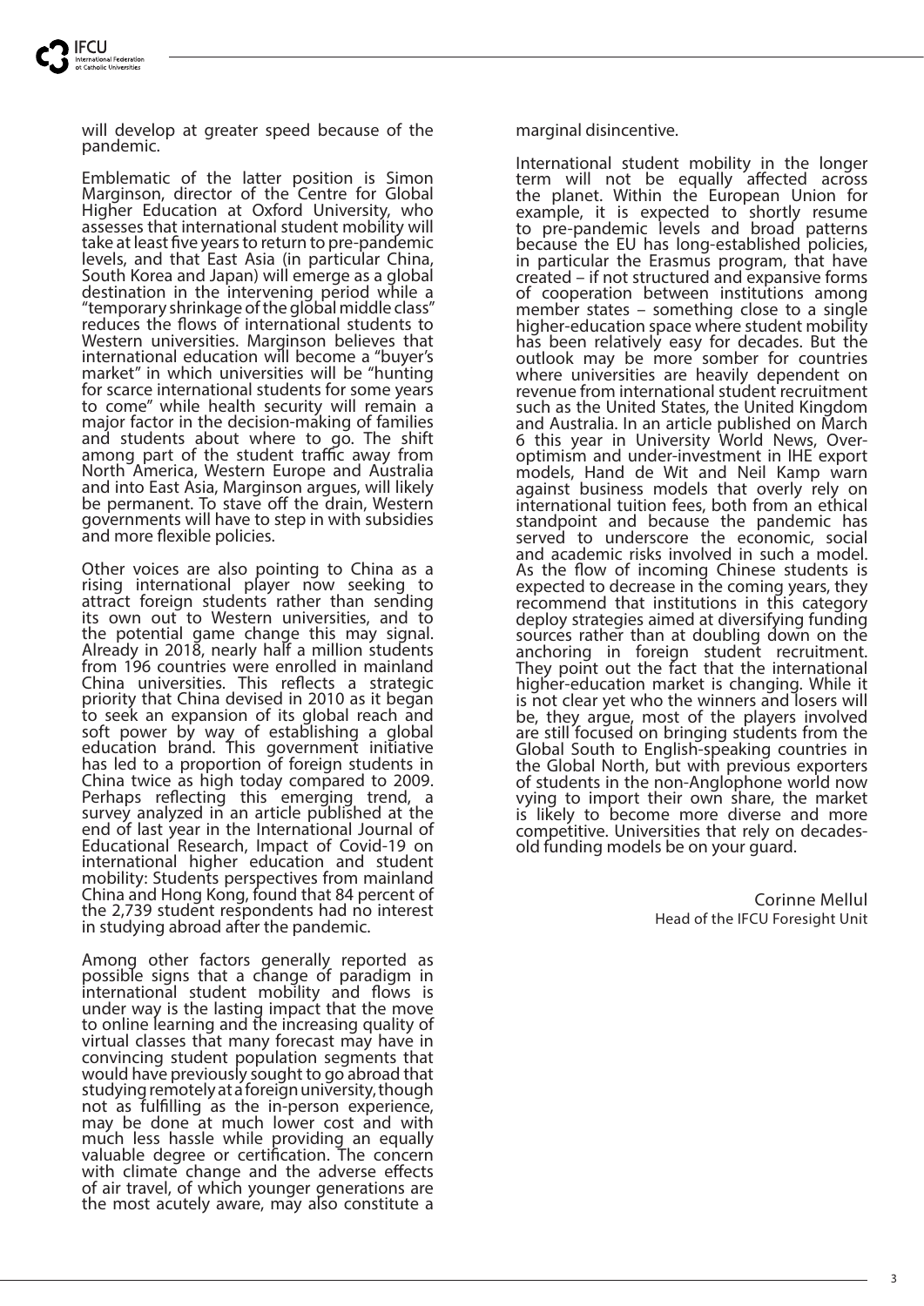will develop at greater speed because of the pandemic.

Emblematic of the latter position is Simon Marginson, director of the Centre for Global Higher Education at Oxford University, who assesses that international student mobility will take at least five years to return to pre-pandemic levels, and that East Asia (in particular China, South Korea and Japan) will emerge as a global destination in the intervening period while a "temporary shrinkage of the global middle class" reduces the flows of international students to Western universities. Marginson believes that international education will become a "buyer's market" in which universities will be "hunting for scarce international students for some years to come" while health security will remain a major factor in the decision-making of families and students about where to go. The shift among part of the student traffic away from North America, Western Europe and Australia and into East Asia, Marginson argues, will likely be permanent. To stave off the drain, Western governments will have to step in with subsidies and more flexible policies.

Other voices are also pointing to China as a rising international player now seeking to attract foreign students rather than sending its own out to Western universities, and to the potential game change this may signal. Already in 2018, nearly half a million students from 196 countries were enrolled in mainland China universities. This reflects a strategic priority that China devised in 2010 as it began to seek an expansion of its global reach and soft power by way of establishing a global education brand. This government initiative has led to a proportion of foreign students in China twice as high today compared to 2009. Perhaps reflecting this emerging trend, a survey analyzed in an article published at the end of last year in the International Journal of Educational Research, Impact of Covid-19 on international higher education and student mobility: Students perspectives from mainland China and Hong Kong, found that 84 percent of the 2,739 student respondents had no interest in studying abroad after the pandemic.

Among other factors generally reported as possible signs that a change of paradigm in international student mobility and flows is under way is the lasting impact that the move to online learning and the increasing quality of virtual classes that many forecast may have in convincing student population segments that would have previously sought to go abroad that studying remotely at a foreign university, though not as fulfilling as the in-person experience, may be done at much lower cost and with much less hassle while providing an equally valuable degree or certification. The concern with climate change and the adverse effects of air travel, of which younger generations are the most acutely aware, may also constitute a marginal disincentive.

International student mobility in the longer term will not be equally affected across the planet. Within the European Union for example, it is expected to shortly resume to pre-pandemic levels and broad patterns because the EU has long-established policies, in particular the Erasmus program, that have created – if not structured and expansive forms of cooperation between institutions among member states – something close to a single higher-education space where student mobility has been relatively easy for decades. But the outlook may be more somber for countries where universities are heavily dependent on revenue from international student recruitment such as the United States, the United Kingdom and Australia. In an article published on March 6 this year in University World News, Over-optimism and under-investment in IHE export models, Hand de Wit and Neil Kamp warn against business models that overly rely on international tuition fees, both from an ethical standpoint and because the pandemic has served to underscore the economic, social and academic risks involved in such a model. As the flow of incoming Chinese students is expected to decrease in the coming years, they recommend that institutions in this category deploy strategies aimed at diversifying funding sources rather than at doubling down on the anchoring in foreign student recruitment. They point out the fact that the international higher-education market is changing. While it is not clear yet who the winners and losers will be, they argue, most of the players involved are still focused on bringing students from the Global South to English-speaking countries in the Global North, but with previous exporters of students in the non-Anglophone world now vying to import their own share, the market is likely to become more diverse and more competitive. Universities that rely on decades-old funding models be on your guard.

Corinne Mellul
Head of the IFCU Foresight Unit